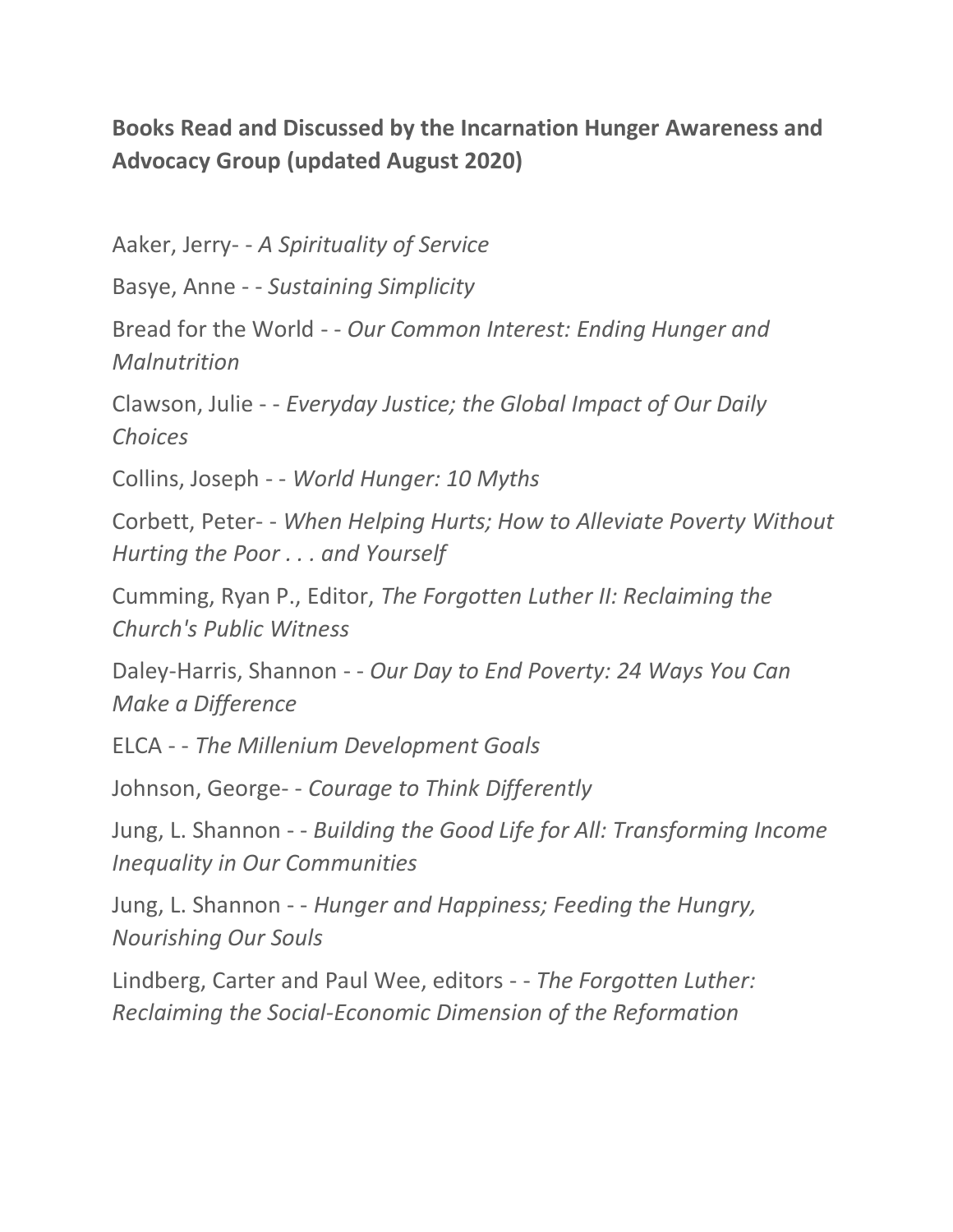**Books Read and Discussed by the Incarnation Hunger Awareness and Advocacy Group (updated August 2020)**

Aaker, Jerry- - *A Spirituality of Service*

Basye, Anne - - *Sustaining Simplicity*

Bread for the World - - *Our Common Interest: Ending Hunger and Malnutrition*

Clawson, Julie - - *Everyday Justice; the Global Impact of Our Daily Choices*

Collins, Joseph - - *World Hunger: 10 Myths*

Corbett, Peter- - *When Helping Hurts; How to Alleviate Poverty Without Hurting the Poor . . . and Yourself*

Cumming, Ryan P., Editor, *The Forgotten Luther II: Reclaiming the Church's Public Witness*

Daley-Harris, Shannon - - *Our Day to End Poverty: 24 Ways You Can Make a Difference*

ELCA - - *The Millenium Development Goals*

Johnson, George- - *Courage to Think Differently*

Jung, L. Shannon - - *Building the Good Life for All: Transforming Income Inequality in Our Communities*

Jung, L. Shannon - - *Hunger and Happiness; Feeding the Hungry, Nourishing Our Souls*

Lindberg, Carter and Paul Wee, editors - - *The Forgotten Luther: Reclaiming the Social-Economic Dimension of the Reformation*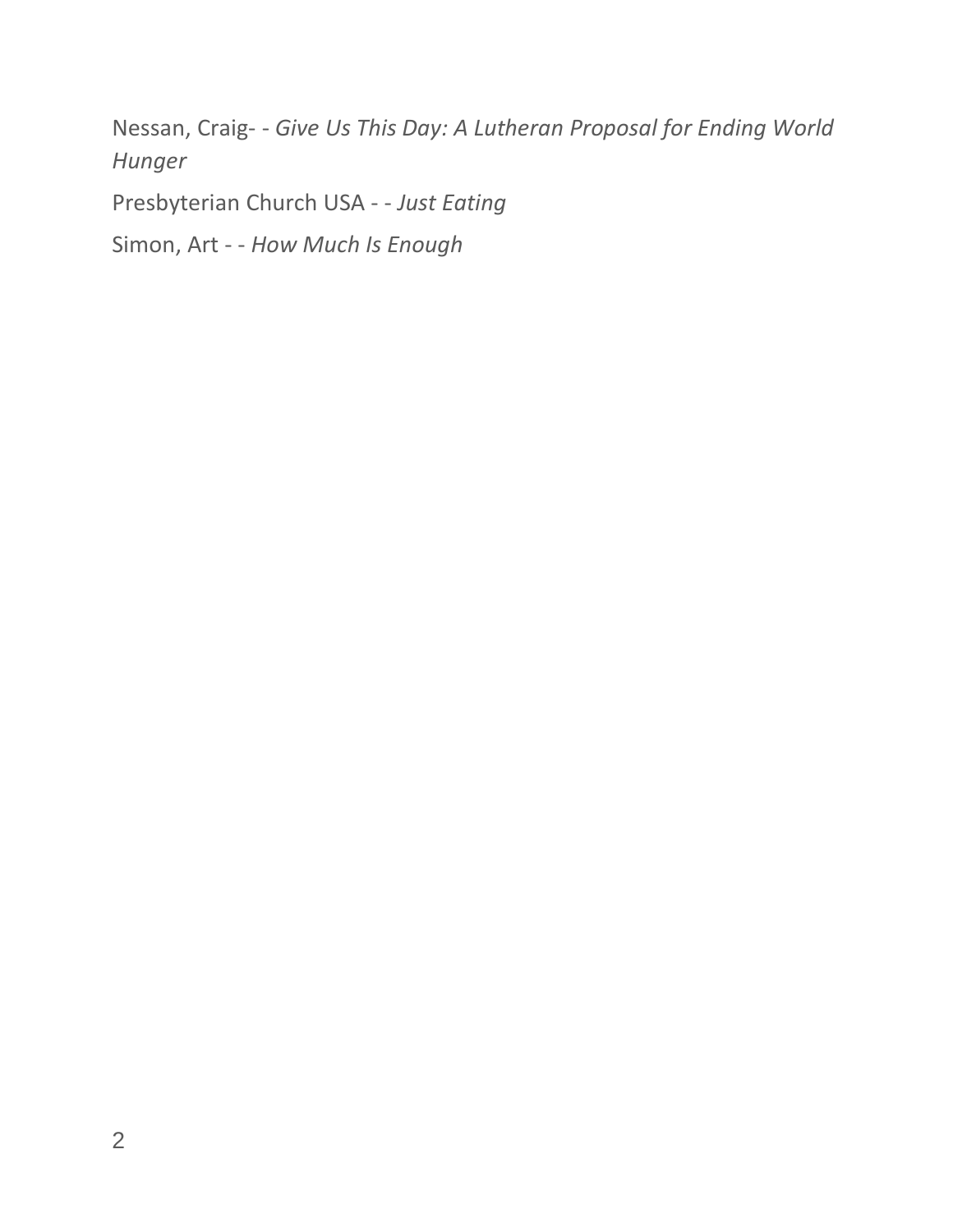Nessan, Craig- - *Give Us This Day: A Lutheran Proposal for Ending World Hunger*

Presbyterian Church USA - - *Just Eating*

Simon, Art - - *How Much Is Enough*